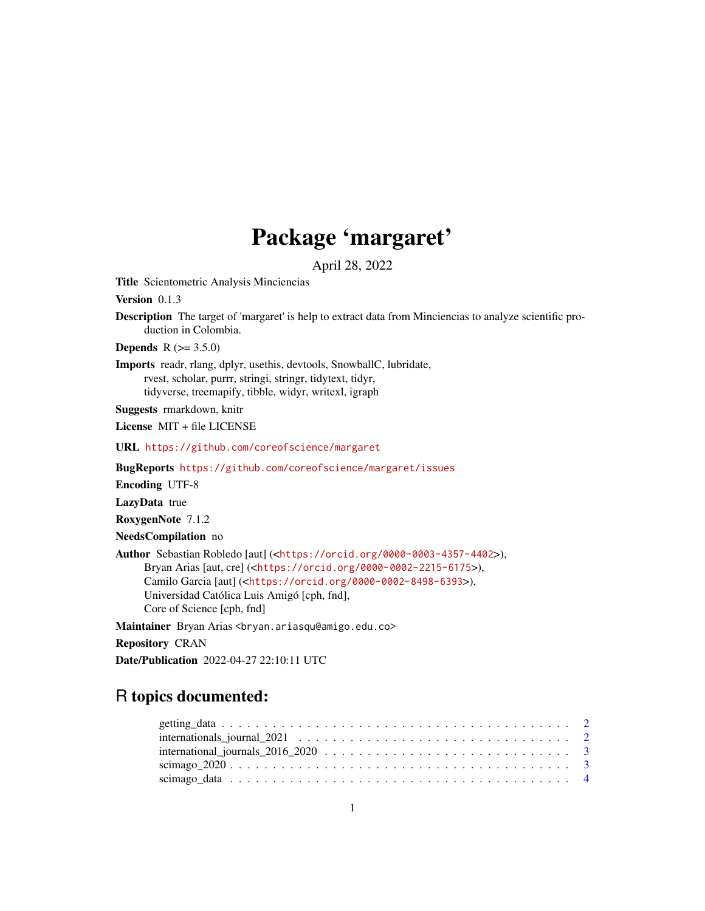# Package 'margaret'

April 28, 2022

**Title** Scientometric Analysis Minciencias

**Version** 0.1.3

**Description** The target of 'margaret' is help to extract data from Minciencias to analyze scientific production in Colombia.

**Depends** R (>= 3.5.0)

**Imports** readr, rlang, dplyr, usethis, devtools, SnowballC, lubridate, rvest, scholar, purrr, stringi, stringr, tidytext, tidyr, tidyverse, treemapify, tibble, widyr, writexl, igraph

**Suggests** rmarkdown, knitr

**License** MIT + file LICENSE

**URL** https://github.com/coreofscience/margaret

**BugReports** https://github.com/coreofscience/margaret/issues

**Encoding** UTF-8

**LazyData** true

**RoxygenNote** 7.1.2

**NeedsCompilation** no

**Author** Sebastian Robledo [aut] (<https://orcid.org/0000-0003-4357-4402>), Bryan Arias [aut, cre] (<https://orcid.org/0000-0002-2215-6175>), Camilo Garcia [aut] (<https://orcid.org/0000-0002-8498-6393>), Universidad Católica Luis Amigó [cph, fnd], Core of Science [cph, fnd]

**Maintainer** Bryan Arias <bryan.ariasqu@amigo.edu.co>

**Repository** CRAN

**Date/Publication** 2022-04-27 22:10:11 UTC

## R topics documented:

getting_data . . . . . . . . . . . . . . . . . . . . . . . . . . . . . . . . . . . . . . . . 2
internationals_journal_2021 . . . . . . . . . . . . . . . . . . . . . . . . . . . . . . . . 2
international_journals_2016_2020 . . . . . . . . . . . . . . . . . . . . . . . . . . . . . 3
scimago_2020 . . . . . . . . . . . . . . . . . . . . . . . . . . . . . . . . . . . . . . . . 3
scimago_data . . . . . . . . . . . . . . . . . . . . . . . . . . . . . . . . . . . . . . . . 4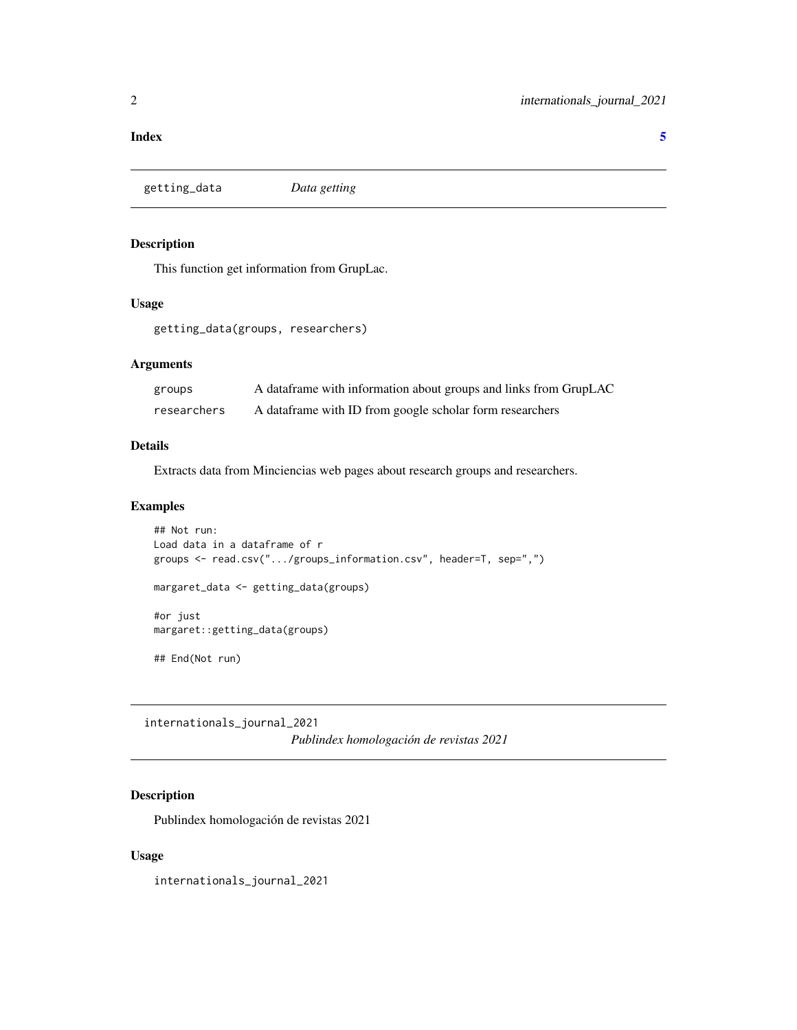**Index** **5**

---

`getting_data` *Data getting*

---

### Description

This function get information from GrupLac.

### Usage

```
getting_data(groups, researchers)
```

### Arguments

| | |
|---|---|
| `groups` | A dataframe with information about groups and links from GrupLAC |
| `researchers` | A dataframe with ID from google scholar form researchers |

### Details

Extracts data from Minciencias web pages about research groups and researchers.

### Examples

```
## Not run:
Load data in a dataframe of r
groups <- read.csv(".../groups_information.csv", header=T, sep=",")

margaret_data <- getting_data(groups)

#or just
margaret::getting_data(groups)

## End(Not run)
```

---

`internationals_journal_2021` *Publindex homologación de revistas 2021*

---

### Description

Publindex homologación de revistas 2021

### Usage

```
internationals_journal_2021
```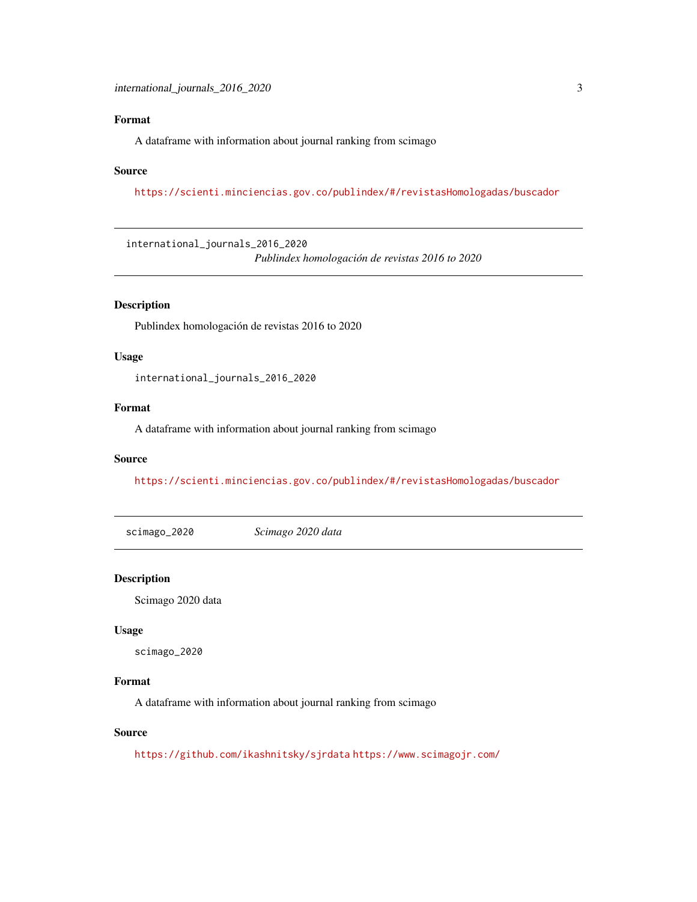### Format

A dataframe with information about journal ranking from scimago

### Source

https://scienti.minciencias.gov.co/publindex/#/revistasHomologadas/buscador

---

## international_journals_2016_2020 — *Publindex homologación de revistas 2016 to 2020*

### Description

Publindex homologación de revistas 2016 to 2020

### Usage

```
international_journals_2016_2020
```

### Format

A dataframe with information about journal ranking from scimago

### Source

https://scienti.minciencias.gov.co/publindex/#/revistasHomologadas/buscador

---

## scimago_2020 — *Scimago 2020 data*

### Description

Scimago 2020 data

### Usage

```
scimago_2020
```

### Format

A dataframe with information about journal ranking from scimago

### Source

https://github.com/ikashnitsky/sjrdata https://www.scimagojr.com/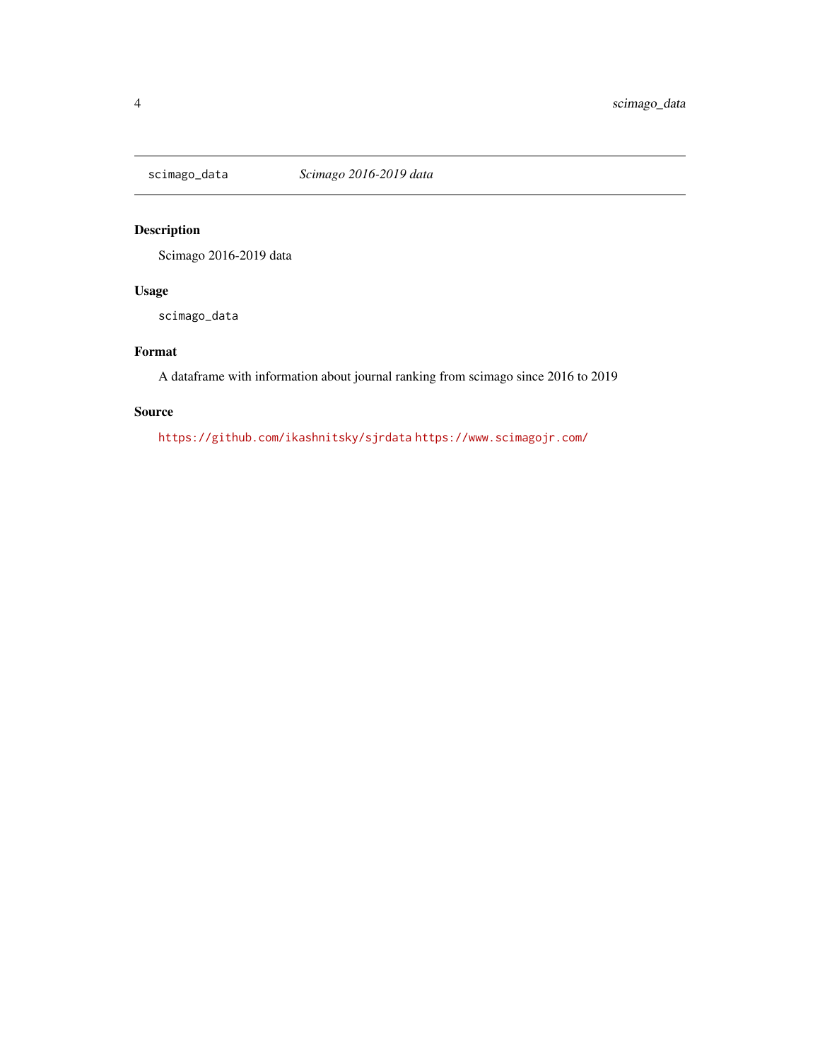`scimago_data` *Scimago 2016-2019 data*

## Description

Scimago 2016-2019 data

## Usage

```
scimago_data
```

## Format

A dataframe with information about journal ranking from scimago since 2016 to 2019

## Source

https://github.com/ikashnitsky/sjrdata https://www.scimagojr.com/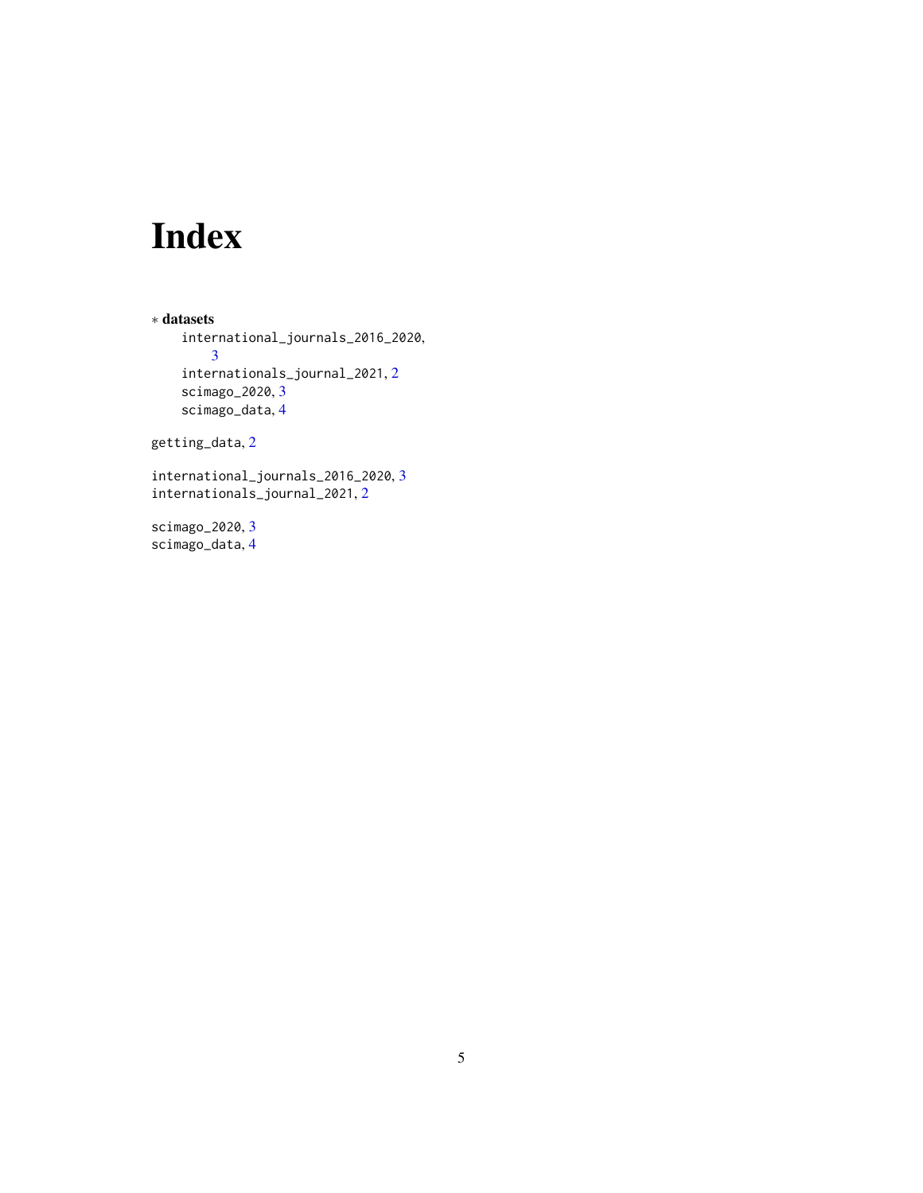# Index

* **datasets**
    - international_journals_2016_2020, 3
    - internationals_journal_2021, 2
    - scimago_2020, 3
    - scimago_data, 4

getting_data, 2

international_journals_2016_2020, 3
internationals_journal_2021, 2

scimago_2020, 3
scimago_data, 4